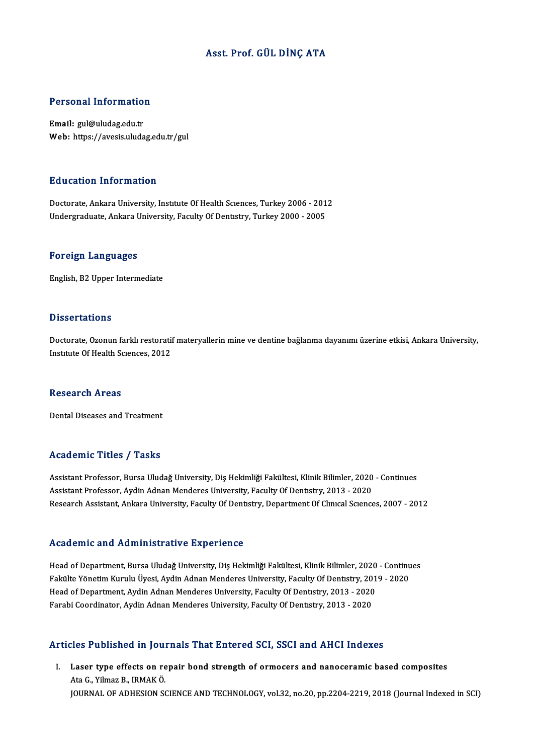# Asst. Prof. GÜL DİNÇ ATA

## Personal Information

**Email:** gul@uludag.edu.tr
**Web:** https://avesis.uludag.edu.tr/gul

## Education Information

Doctorate, Ankara University, Institute Of Health Sciences, Turkey 2006 - 2012
Undergraduate, Ankara University, Faculty Of Dentistry, Turkey 2000 - 2005

## Foreign Languages

English, B2 Upper Intermediate

## Dissertations

Doctorate, Ozonun farklı restoratif materyallerin mine ve dentine bağlanma dayanımı üzerine etkisi, Ankara University, Institute Of Health Sciences, 2012

## Research Areas

Dental Diseases and Treatment

## Academic Titles / Tasks

Assistant Professor, Bursa Uludağ University, Diş Hekimliği Fakültesi, Klinik Bilimler, 2020 - Continues
Assistant Professor, Aydin Adnan Menderes University, Faculty Of Dentistry, 2013 - 2020
Research Assistant, Ankara University, Faculty Of Dentistry, Department Of Clinical Sciences, 2007 - 2012

## Academic and Administrative Experience

Head of Department, Bursa Uludağ University, Diş Hekimliği Fakültesi, Klinik Bilimler, 2020 - Continues
Fakülte Yönetim Kurulu Üyesi, Aydin Adnan Menderes University, Faculty Of Dentistry, 2019 - 2020
Head of Department, Aydin Adnan Menderes University, Faculty Of Dentistry, 2013 - 2020
Farabi Coordinator, Aydin Adnan Menderes University, Faculty Of Dentistry, 2013 - 2020

## Articles Published in Journals That Entered SCI, SSCI and AHCI Indexes

I. **Laser type effects on repair bond strength of ormocers and nanoceramic based composites**
Ata G., Yilmaz B., IRMAK Ö.
JOURNAL OF ADHESION SCIENCE AND TECHNOLOGY, vol.32, no.20, pp.2204-2219, 2018 (Journal Indexed in SCI)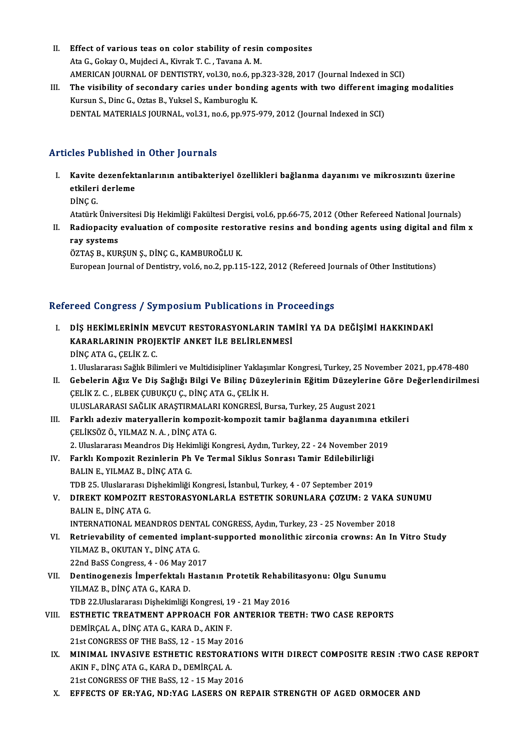II. **Effect of various teas on color stability of resin composites**
Ata G., Gokay O., Mujdeci A., Kivrak T. C. , Tavana A. M.
AMERICAN JOURNAL OF DENTISTRY, vol.30, no.6, pp.323-328, 2017 (Journal Indexed in SCI)

III. **The visibility of secondary caries under bonding agents with two different imaging modalities**
Kursun S., Dinc G., Oztas B., Yuksel S., Kamburoglu K.
DENTAL MATERIALS JOURNAL, vol.31, no.6, pp.975-979, 2012 (Journal Indexed in SCI)

## Articles Published in Other Journals

I. **Kavite dezenfektanlarının antibakteriyel özellikleri bağlanma dayanımı ve mikrosızıntı üzerine etkileri derleme**
DİNÇ G.
Atatürk Üniversitesi Diş Hekimliği Fakültesi Dergisi, vol.6, pp.66-75, 2012 (Other Refereed National Journals)

II. **Radiopacity evaluation of composite restorative resins and bonding agents using digital and film x ray systems**
ÖZTAŞ B., KURŞUN Ş., DİNÇ G., KAMBUROĞLU K.
European Journal of Dentistry, vol.6, no.2, pp.115-122, 2012 (Refereed Journals of Other Institutions)

## Refereed Congress / Symposium Publications in Proceedings

I. **DİŞ HEKİMLERİNİN MEVCUT RESTORASYONLARIN TAMİRİ YA DA DEĞİŞİMİ HAKKINDAKİ KARARLARININ PROJEKTİF ANKET İLE BELİRLENMESİ**
DİNÇ ATA G., ÇELİK Z. C.
1. Uluslararası Sağlık Bilimleri ve Multidisipliner Yaklaşımlar Kongresi, Turkey, 25 November 2021, pp.478-480

II. **Gebelerin Ağız Ve Diş Sağlığı Bilgi Ve Bilinç Düzeylerinin Eğitim Düzeylerine Göre Değerlendirilmesi**
ÇELİK Z. C. , ELBEK ÇUBUKÇU Ç., DİNÇ ATA G., ÇELİK H.
ULUSLARARASI SAĞLIK ARAŞTIRMALARI KONGRESİ, Bursa, Turkey, 25 August 2021

III. **Farklı adeziv materyallerin kompozit-kompozit tamir bağlanma dayanımına etkileri**
ÇELİKSÖZ Ö., YILMAZ N. A. , DİNÇ ATA G.
2. Uluslararası Meandros Diş Hekimliği Kongresi, Aydın, Turkey, 22 - 24 November 2019

IV. **Farklı Kompozit Rezinlerin Ph Ve Termal Siklus Sonrası Tamir Edilebilirliği**
BALIN E., YILMAZ B., DİNÇ ATA G.
TDB 25. Uluslararası Dişhekimliği Kongresi, İstanbul, Turkey, 4 - 07 September 2019

V. **DIREKT KOMPOZIT RESTORASYONLARLA ESTETIK SORUNLARA ÇOZUM: 2 VAKA SUNUMU**
BALIN E., DİNÇ ATA G.
INTERNATIONAL MEANDROS DENTAL CONGRESS, Aydın, Turkey, 23 - 25 November 2018

VI. **Retrievability of cemented implant-supported monolithic zirconia crowns: An In Vitro Study**
YILMAZ B., OKUTAN Y., DİNÇ ATA G.
22nd BaSS Congress, 4 - 06 May 2017

VII. **Dentinogenezis İmperfektalı Hastanın Protetik Rehabilitasyonu: Olgu Sunumu**
YILMAZ B., DİNÇ ATA G., KARA D.
TDB 22.Uluslararası Dişhekimliği Kongresi, 19 - 21 May 2016

VIII. **ESTHETIC TREATMENT APPROACH FOR ANTERIOR TEETH: TWO CASE REPORTS**
DEMİRÇAL A., DİNÇ ATA G., KARA D., AKIN F.
21st CONGRESS OF THE BaSS, 12 - 15 May 2016

IX. **MINIMAL INVASIVE ESTHETIC RESTORATIONS WITH DIRECT COMPOSITE RESIN :TWO CASE REPORT**
AKIN F., DİNÇ ATA G., KARA D., DEMİRÇAL A.
21st CONGRESS OF THE BaSS, 12 - 15 May 2016

X. **EFFECTS OF ER:YAG, ND:YAG LASERS ON REPAIR STRENGTH OF AGED ORMOCER AND**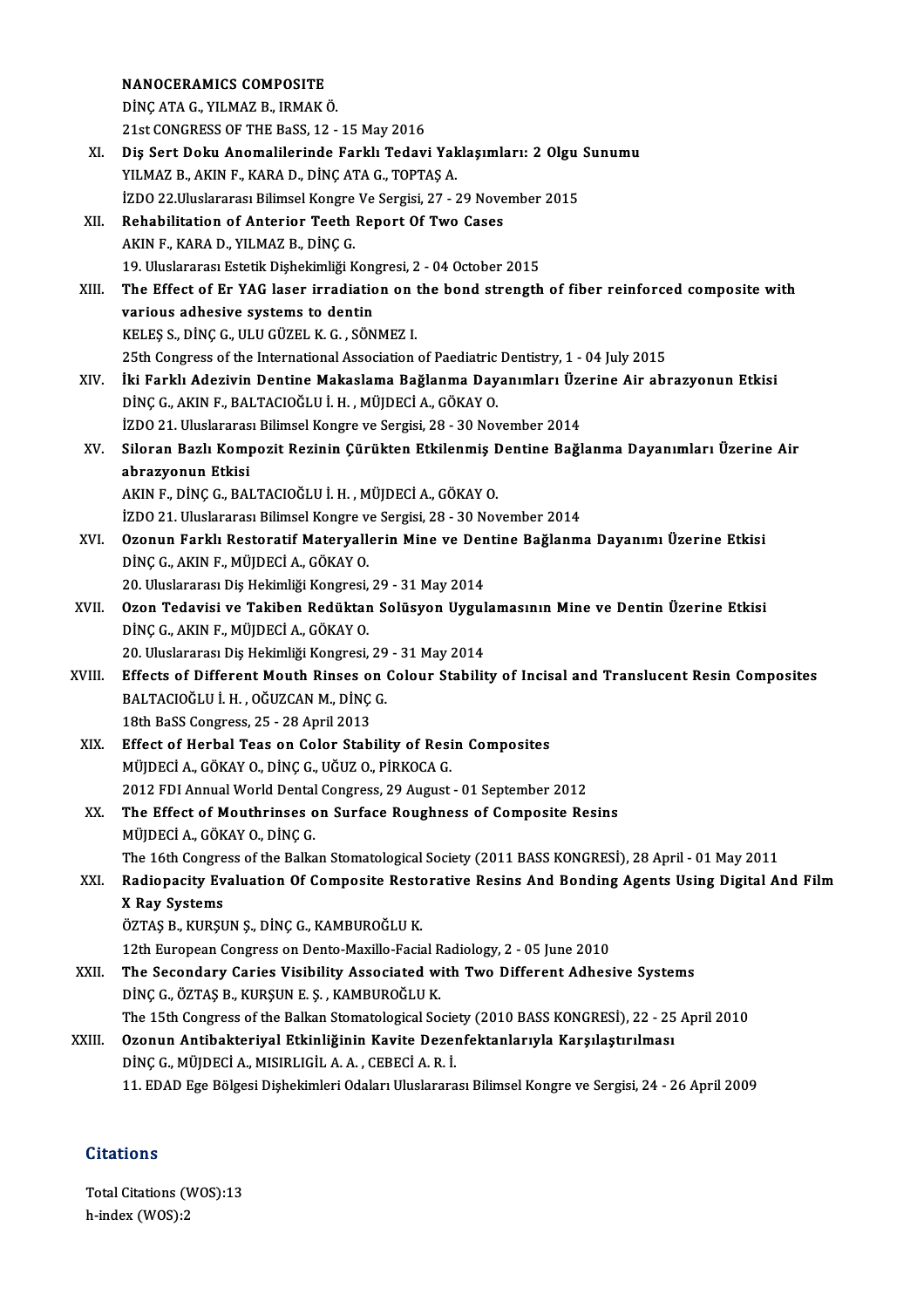**NANOCERAMICS COMPOSITE**
DİNÇ ATA G., YILMAZ B., IRMAK Ö.
21st CONGRESS OF THE BaSS, 12 - 15 May 2016

XI. **Diş Sert Doku Anomalilerinde Farklı Tedavi Yaklaşımları: 2 Olgu Sunumu**
YILMAZ B., AKIN F., KARA D., DİNÇ ATA G., TOPTAŞ A.
İZDO 22.Uluslararası Bilimsel Kongre Ve Sergisi, 27 - 29 November 2015

XII. **Rehabilitation of Anterior Teeth Report Of Two Cases**
AKIN F., KARA D., YILMAZ B., DİNÇ G.
19. Uluslararası Estetik Dişhekimliği Kongresi, 2 - 04 October 2015

XIII. **The Effect of Er YAG laser irradiation on the bond strength of fiber reinforced composite with various adhesive systems to dentin**
KELEŞ S., DİNÇ G., ULU GÜZEL K. G. , SÖNMEZ I.
25th Congress of the International Association of Paediatric Dentistry, 1 - 04 July 2015

XIV. **İki Farklı Adezivin Dentine Makaslama Bağlanma Dayanımları Üzerine Air abrazyonun Etkisi**
DİNÇ G., AKIN F., BALTACIOĞLU İ. H. , MÜJDECİ A., GÖKAY O.
İZDO 21. Uluslararası Bilimsel Kongre ve Sergisi, 28 - 30 November 2014

XV. **Siloran Bazlı Kompozit Rezinin Çürükten Etkilenmiş Dentine Bağlanma Dayanımları Üzerine Air abrazyonun Etkisi**
AKIN F., DİNÇ G., BALTACIOĞLU İ. H. , MÜJDECİ A., GÖKAY O.
İZDO 21. Uluslararası Bilimsel Kongre ve Sergisi, 28 - 30 November 2014

XVI. **Ozonun Farklı Restoratif Materyallerin Mine ve Dentine Bağlanma Dayanımı Üzerine Etkisi**
DİNÇ G., AKIN F., MÜJDECİ A., GÖKAY O.
20. Uluslararası Diş Hekimliği Kongresi, 29 - 31 May 2014

XVII. **Ozon Tedavisi ve Takiben Redüktan Solüsyon Uygulamasının Mine ve Dentin Üzerine Etkisi**
DİNÇ G., AKIN F., MÜJDECİ A., GÖKAY O.
20. Uluslararası Diş Hekimliği Kongresi, 29 - 31 May 2014

XVIII. **Effects of Different Mouth Rinses on Colour Stability of Incisal and Translucent Resin Composites**
BALTACIOĞLU İ. H. , OĞUZCAN M., DİNÇ G.
18th BaSS Congress, 25 - 28 April 2013

XIX. **Effect of Herbal Teas on Color Stability of Resin Composites**
MÜJDECİ A., GÖKAY O., DİNÇ G., UĞUZ O., PİRKOCA G.
2012 FDI Annual World Dental Congress, 29 August - 01 September 2012

XX. **The Effect of Mouthrinses on Surface Roughness of Composite Resins**
MÜJDECİ A., GÖKAY O., DİNÇ G.
The 16th Congress of the Balkan Stomatological Society (2011 BASS KONGRESİ), 28 April - 01 May 2011

XXI. **Radiopacity Evaluation Of Composite Restorative Resins And Bonding Agents Using Digital And Film X Ray Systems**
ÖZTAŞ B., KURŞUN Ş., DİNÇ G., KAMBUROĞLU K.
12th European Congress on Dento-Maxillo-Facial Radiology, 2 - 05 June 2010

XXII. **The Secondary Caries Visibility Associated with Two Different Adhesive Systems**
DİNÇ G., ÖZTAŞ B., KURŞUN E. Ş. , KAMBUROĞLU K.
The 15th Congress of the Balkan Stomatological Society (2010 BASS KONGRESİ), 22 - 25 April 2010

XXIII. **Ozonun Antibakteriyal Etkinliğinin Kavite Dezenfektanlarıyla Karşılaştırılması**
DİNÇ G., MÜJDECİ A., MISIRLIGİL A. A. , CEBECİ A. R. İ.
11. EDAD Ege Bölgesi Dişhekimleri Odaları Uluslararası Bilimsel Kongre ve Sergisi, 24 - 26 April 2009

## Citations

Total Citations (WOS):13
h-index (WOS):2